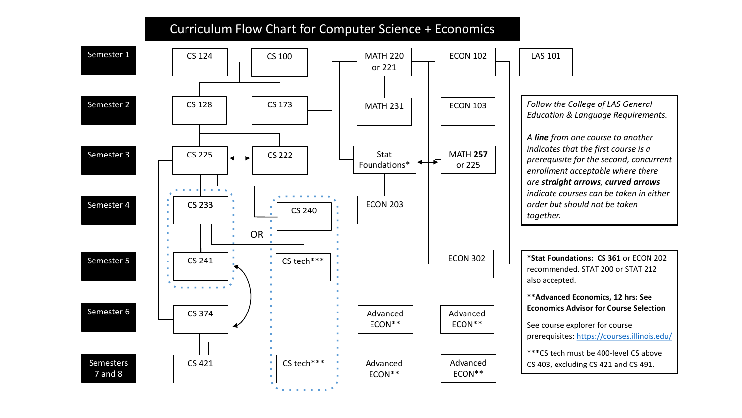# Curriculum Flow Chart for Computer Science + Economics

| Semester | | | | | |
|---|---|---|---|---|---|
| Semester 1 | CS 124 | CS 100 | MATH 220 or 221 | ECON 102 | LAS 101 |
| Semester 2 | CS 128 | CS 173 | MATH 231 | ECON 103 | |
| Semester 3 | CS 225 | CS 222 | Stat Foundations* | MATH 257 or 225 | |
| Semester 4 | CS 233 | CS 240 | ECON 203 | | |
| Semester 5 | CS 241 | CS tech*** | | ECON 302 | |
| Semester 6 | CS 374 | | Advanced ECON** | Advanced ECON** | |
| Semesters 7 and 8 | CS 421 | CS tech*** | Advanced ECON** | Advanced ECON** | |

OR

*Follow the College of LAS General Education & Language Requirements.*

*A **line** from one course to another indicates that the first course is a prerequisite for the second, concurrent enrollment acceptable where there are **straight arrows**, **curved arrows** indicate courses can be taken in either order but should not be taken together.*

***Stat Foundations:** **CS 361** or ECON 202 recommended. STAT 200 or STAT 212 also accepted.

****Advanced Economics, 12 hrs: See Economics Advisor for Course Selection**

See course explorer for course prerequisites: https://courses.illinois.edu/

***CS tech must be 400-level CS above CS 403, excluding CS 421 and CS 491.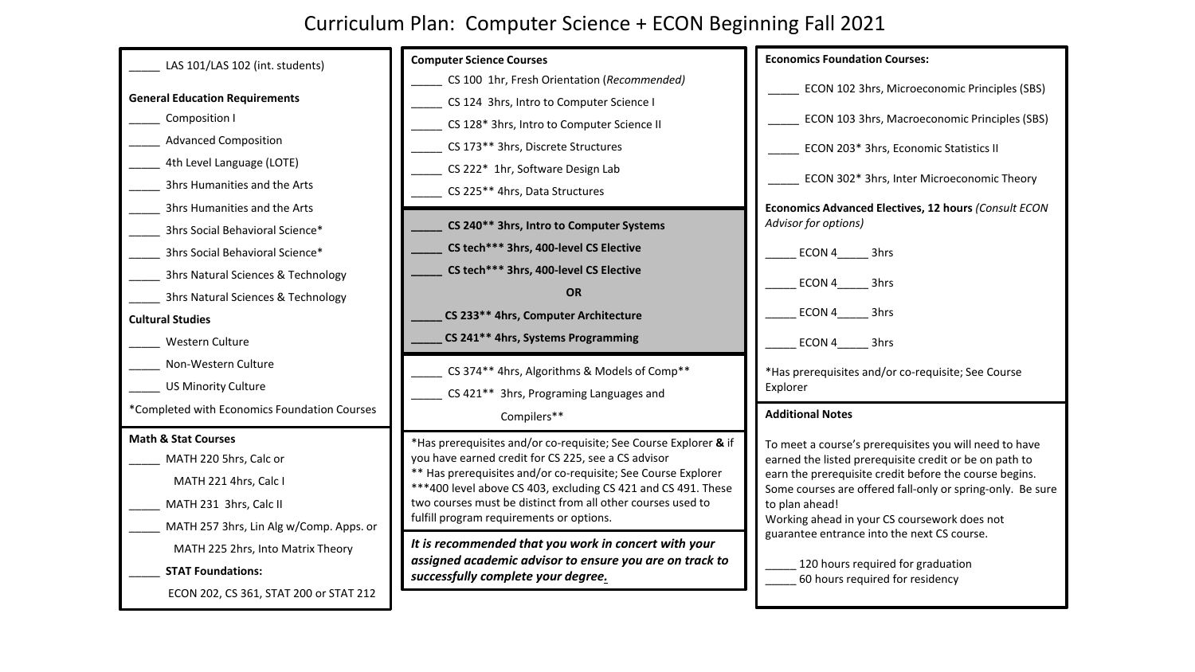# Curriculum Plan: Computer Science + ECON Beginning Fall 2021

_____ LAS 101/LAS 102 (int. students)

**General Education Requirements**

_____ Composition I
_____ Advanced Composition
_____ 4th Level Language (LOTE)
_____ 3hrs Humanities and the Arts
_____ 3hrs Humanities and the Arts
_____ 3hrs Social Behavioral Science*
_____ 3hrs Social Behavioral Science*
_____ 3hrs Natural Sciences & Technology
_____ 3hrs Natural Sciences & Technology

**Cultural Studies**

_____ Western Culture
_____ Non-Western Culture
_____ US Minority Culture

*Completed with Economics Foundation Courses

**Math & Stat Courses**

_____ MATH 220 5hrs, Calc or
MATH 221 4hrs, Calc I
_____ MATH 231 3hrs, Calc II
_____ MATH 257 3hrs, Lin Alg w/Comp. Apps. or
MATH 225 2hrs, Into Matrix Theory
_____ **STAT Foundations:**
ECON 202, CS 361, STAT 200 or STAT 212

**Computer Science Courses**

_____ CS 100 1hr, Fresh Orientation (*Recommended)*
_____ CS 124 3hrs, Intro to Computer Science I
_____ CS 128* 3hrs, Intro to Computer Science II
_____ CS 173** 3hrs, Discrete Structures
_____ CS 222* 1hr, Software Design Lab
_____ CS 225** 4hrs, Data Structures

**_____ CS 240** 3hrs, Intro to Computer Systems**
**_____ CS tech*** 3hrs, 400-level CS Elective**
**_____ CS tech*** 3hrs, 400-level CS Elective**

**OR**

**_____ CS 233** 4hrs, Computer Architecture**
**_____ CS 241** 4hrs, Systems Programming**

_____ CS 374** 4hrs, Algorithms & Models of Comp**
_____ CS 421** 3hrs, Programing Languages and Compilers**

*Has prerequisites and/or co-requisite; See Course Explorer **&** if you have earned credit for CS 225, see a CS advisor
** Has prerequisites and/or co-requisite; See Course Explorer
***400 level above CS 403, excluding CS 421 and CS 491. These two courses must be distinct from all other courses used to fulfill program requirements or options.

***It is recommended that you work in concert with your assigned academic advisor to ensure you are on track to successfully complete your degree.***

**Economics Foundation Courses:**

_____ ECON 102 3hrs, Microeconomic Principles (SBS)
_____ ECON 103 3hrs, Macroeconomic Principles (SBS)
_____ ECON 203* 3hrs, Economic Statistics II
_____ ECON 302* 3hrs, Inter Microeconomic Theory

**Economics Advanced Electives, 12 hours** *(Consult ECON Advisor for options)*

_____ ECON 4_____ 3hrs
_____ ECON 4_____ 3hrs
_____ ECON 4_____ 3hrs
_____ ECON 4_____ 3hrs

*Has prerequisites and/or co-requisite; See Course Explorer

**Additional Notes**

To meet a course's prerequisites you will need to have earned the listed prerequisite credit or be on path to earn the prerequisite credit before the course begins. Some courses are offered fall-only or spring-only. Be sure to plan ahead!
Working ahead in your CS coursework does not guarantee entrance into the next CS course.

_____ 120 hours required for graduation
_____ 60 hours required for residency